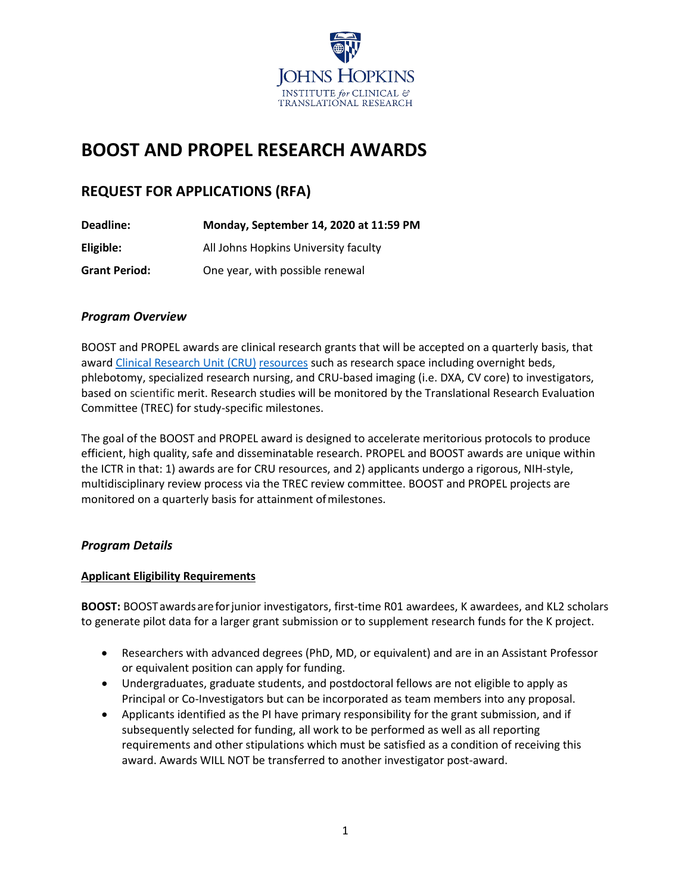JOHNS HOPKINS
INSTITUTE *for* CLINICAL & TRANSLATIONAL RESEARCH

# BOOST AND PROPEL RESEARCH AWARDS

## REQUEST FOR APPLICATIONS (RFA)

**Deadline:** **Monday, September 14, 2020 at 11:59 PM**

**Eligible:** All Johns Hopkins University faculty

**Grant Period:** One year, with possible renewal

### *Program Overview*

BOOST and PROPEL awards are clinical research grants that will be accepted on a quarterly basis, that award Clinical Research Unit (CRU) resources such as research space including overnight beds, phlebotomy, specialized research nursing, and CRU-based imaging (i.e. DXA, CV core) to investigators, based on scientific merit. Research studies will be monitored by the Translational Research Evaluation Committee (TREC) for study-specific milestones.

The goal of the BOOST and PROPEL award is designed to accelerate meritorious protocols to produce efficient, high quality, safe and disseminatable research. PROPEL and BOOST awards are unique within the ICTR in that: 1) awards are for CRU resources, and 2) applicants undergo a rigorous, NIH-style, multidisciplinary review process via the TREC review committee. BOOST and PROPEL projects are monitored on a quarterly basis for attainment of milestones.

### *Program Details*

**Applicant Eligibility Requirements**

**BOOST:** BOOST awards are for junior investigators, first-time R01 awardees, K awardees, and KL2 scholars to generate pilot data for a larger grant submission or to supplement research funds for the K project.

- Researchers with advanced degrees (PhD, MD, or equivalent) and are in an Assistant Professor or equivalent position can apply for funding.
- Undergraduates, graduate students, and postdoctoral fellows are not eligible to apply as Principal or Co-Investigators but can be incorporated as team members into any proposal.
- Applicants identified as the PI have primary responsibility for the grant submission, and if subsequently selected for funding, all work to be performed as well as all reporting requirements and other stipulations which must be satisfied as a condition of receiving this award. Awards WILL NOT be transferred to another investigator post-award.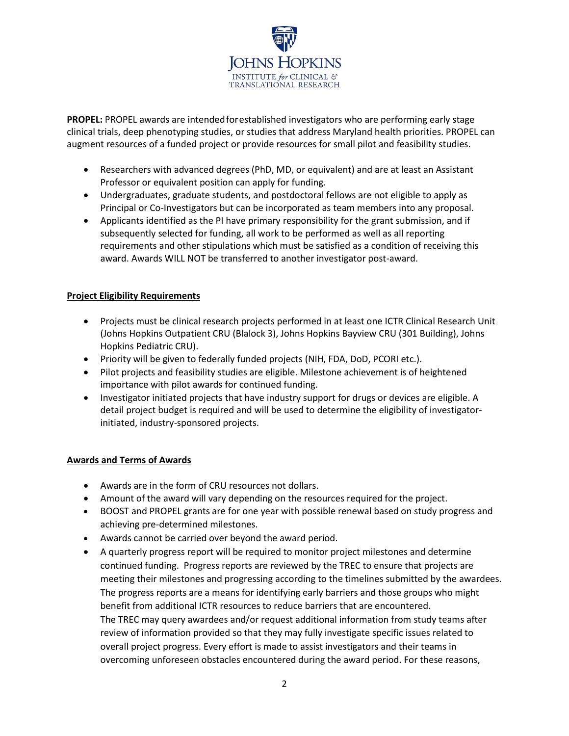**PROPEL:** PROPEL awards are intended for established investigators who are performing early stage clinical trials, deep phenotyping studies, or studies that address Maryland health priorities. PROPEL can augment resources of a funded project or provide resources for small pilot and feasibility studies.

- Researchers with advanced degrees (PhD, MD, or equivalent) and are at least an Assistant Professor or equivalent position can apply for funding.
- Undergraduates, graduate students, and postdoctoral fellows are not eligible to apply as Principal or Co-Investigators but can be incorporated as team members into any proposal.
- Applicants identified as the PI have primary responsibility for the grant submission, and if subsequently selected for funding, all work to be performed as well as all reporting requirements and other stipulations which must be satisfied as a condition of receiving this award. Awards WILL NOT be transferred to another investigator post-award.

## Project Eligibility Requirements

- Projects must be clinical research projects performed in at least one ICTR Clinical Research Unit (Johns Hopkins Outpatient CRU (Blalock 3), Johns Hopkins Bayview CRU (301 Building), Johns Hopkins Pediatric CRU).
- Priority will be given to federally funded projects (NIH, FDA, DoD, PCORI etc.).
- Pilot projects and feasibility studies are eligible. Milestone achievement is of heightened importance with pilot awards for continued funding.
- Investigator initiated projects that have industry support for drugs or devices are eligible. A detail project budget is required and will be used to determine the eligibility of investigator-initiated, industry-sponsored projects.

## Awards and Terms of Awards

- Awards are in the form of CRU resources not dollars.
- Amount of the award will vary depending on the resources required for the project.
- BOOST and PROPEL grants are for one year with possible renewal based on study progress and achieving pre-determined milestones.
- Awards cannot be carried over beyond the award period.
- A quarterly progress report will be required to monitor project milestones and determine continued funding. Progress reports are reviewed by the TREC to ensure that projects are meeting their milestones and progressing according to the timelines submitted by the awardees. The progress reports are a means for identifying early barriers and those groups who might benefit from additional ICTR resources to reduce barriers that are encountered.
  The TREC may query awardees and/or request additional information from study teams after review of information provided so that they may fully investigate specific issues related to overall project progress. Every effort is made to assist investigators and their teams in overcoming unforeseen obstacles encountered during the award period. For these reasons,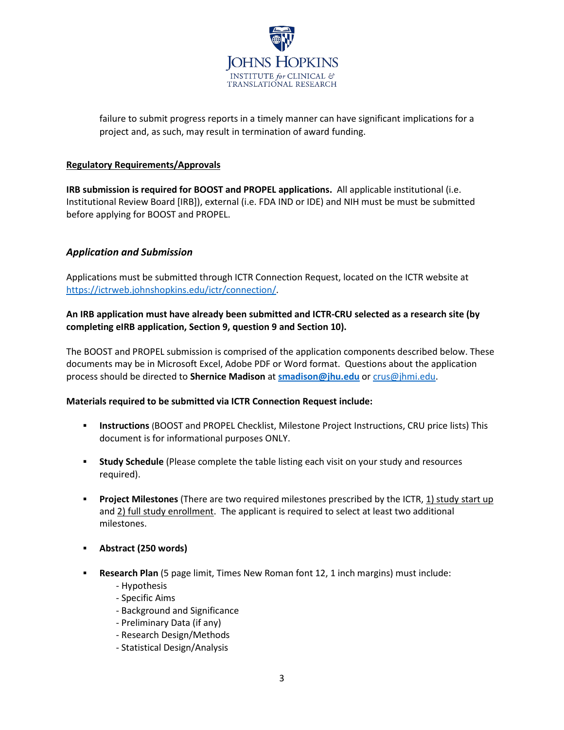failure to submit progress reports in a timely manner can have significant implications for a project and, as such, may result in termination of award funding.

**Regulatory Requirements/Approvals**

**IRB submission is required for BOOST and PROPEL applications.** All applicable institutional (i.e. Institutional Review Board [IRB]), external (i.e. FDA IND or IDE) and NIH must be must be submitted before applying for BOOST and PROPEL.

### *Application and Submission*

Applications must be submitted through ICTR Connection Request, located on the ICTR website at https://ictrweb.johnshopkins.edu/ictr/connection/.

**An IRB application must have already been submitted and ICTR-CRU selected as a research site (by completing eIRB application, Section 9, question 9 and Section 10).**

The BOOST and PROPEL submission is comprised of the application components described below. These documents may be in Microsoft Excel, Adobe PDF or Word format. Questions about the application process should be directed to **Shernice Madison** at **smadison@jhu.edu** or crus@jhmi.edu.

**Materials required to be submitted via ICTR Connection Request include:**

- **Instructions** (BOOST and PROPEL Checklist, Milestone Project Instructions, CRU price lists) This document is for informational purposes ONLY.
- **Study Schedule** (Please complete the table listing each visit on your study and resources required).
- **Project Milestones** (There are two required milestones prescribed by the ICTR, 1) study start up and 2) full study enrollment. The applicant is required to select at least two additional milestones.
- **Abstract (250 words)**
- **Research Plan** (5 page limit, Times New Roman font 12, 1 inch margins) must include:
  - Hypothesis
  - Specific Aims
  - Background and Significance
  - Preliminary Data (if any)
  - Research Design/Methods
  - Statistical Design/Analysis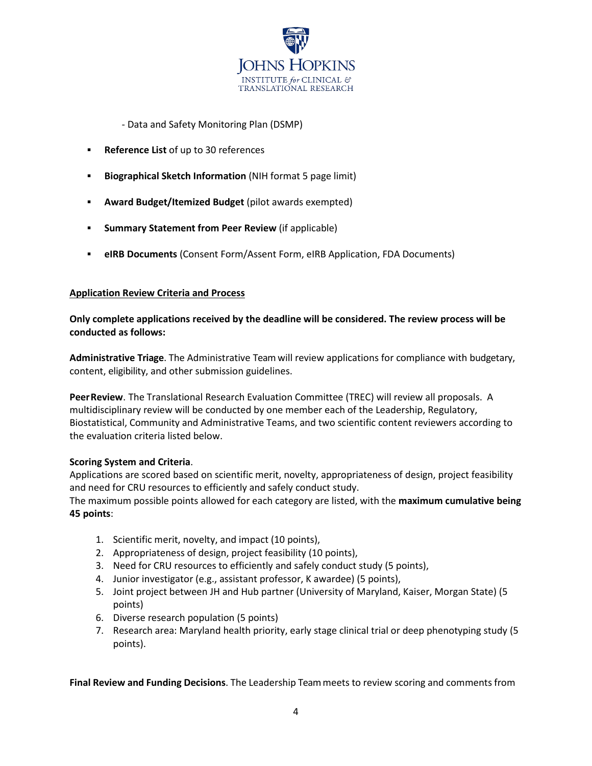- Data and Safety Monitoring Plan (DSMP)

- **Reference List** of up to 30 references
- **Biographical Sketch Information** (NIH format 5 page limit)
- **Award Budget/Itemized Budget** (pilot awards exempted)
- **Summary Statement from Peer Review** (if applicable)
- **eIRB Documents** (Consent Form/Assent Form, eIRB Application, FDA Documents)

**<u>Application Review Criteria and Process</u>**

**Only complete applications received by the deadline will be considered. The review process will be conducted as follows:**

**Administrative Triage**. The Administrative Team will review applications for compliance with budgetary, content, eligibility, and other submission guidelines.

**Peer Review**. The Translational Research Evaluation Committee (TREC) will review all proposals. A multidisciplinary review will be conducted by one member each of the Leadership, Regulatory, Biostatistical, Community and Administrative Teams, and two scientific content reviewers according to the evaluation criteria listed below.

**Scoring System and Criteria**.
Applications are scored based on scientific merit, novelty, appropriateness of design, project feasibility and need for CRU resources to efficiently and safely conduct study.
The maximum possible points allowed for each category are listed, with the **maximum cumulative being 45 points**:

1. Scientific merit, novelty, and impact (10 points),
2. Appropriateness of design, project feasibility (10 points),
3. Need for CRU resources to efficiently and safely conduct study (5 points),
4. Junior investigator (e.g., assistant professor, K awardee) (5 points),
5. Joint project between JH and Hub partner (University of Maryland, Kaiser, Morgan State) (5 points)
6. Diverse research population (5 points)
7. Research area: Maryland health priority, early stage clinical trial or deep phenotyping study (5 points).

**Final Review and Funding Decisions**. The Leadership Team meets to review scoring and comments from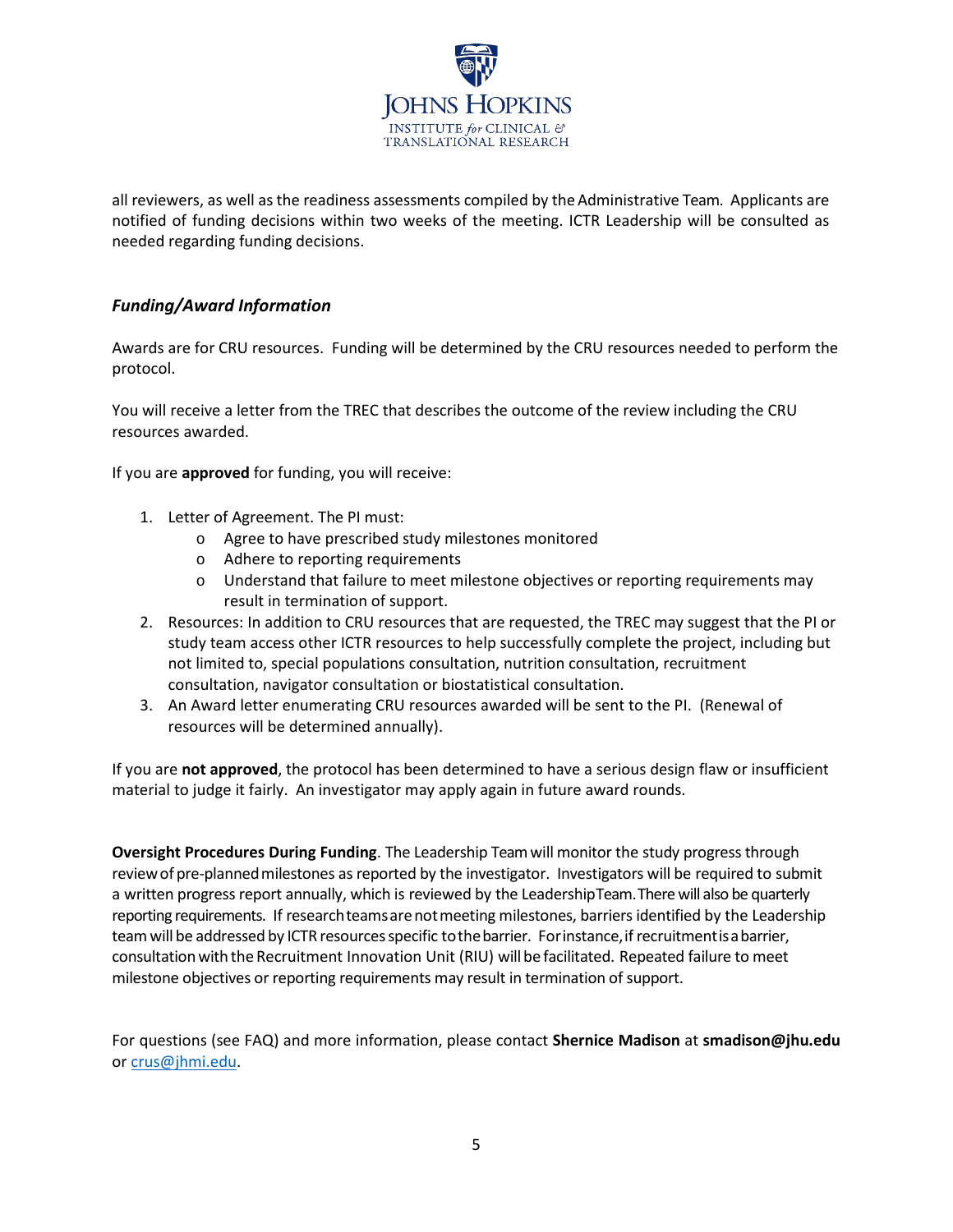all reviewers, as well as the readiness assessments compiled by the Administrative Team. Applicants are notified of funding decisions within two weeks of the meeting. ICTR Leadership will be consulted as needed regarding funding decisions.

### *Funding/Award Information*

Awards are for CRU resources. Funding will be determined by the CRU resources needed to perform the protocol.

You will receive a letter from the TREC that describes the outcome of the review including the CRU resources awarded.

If you are **approved** for funding, you will receive:

1. Letter of Agreement. The PI must:
   - Agree to have prescribed study milestones monitored
   - Adhere to reporting requirements
   - Understand that failure to meet milestone objectives or reporting requirements may result in termination of support.
2. Resources: In addition to CRU resources that are requested, the TREC may suggest that the PI or study team access other ICTR resources to help successfully complete the project, including but not limited to, special populations consultation, nutrition consultation, recruitment consultation, navigator consultation or biostatistical consultation.
3. An Award letter enumerating CRU resources awarded will be sent to the PI. (Renewal of resources will be determined annually).

If you are **not approved**, the protocol has been determined to have a serious design flaw or insufficient material to judge it fairly. An investigator may apply again in future award rounds.

**Oversight Procedures During Funding**. The Leadership Team will monitor the study progress through review of pre-planned milestones as reported by the investigator. Investigators will be required to submit a written progress report annually, which is reviewed by the Leadership Team. There will also be quarterly reporting requirements. If research teams are not meeting milestones, barriers identified by the Leadership team will be addressed by ICTR resources specific to the barrier. For instance, if recruitment is a barrier, consultation with the Recruitment Innovation Unit (RIU) will be facilitated. Repeated failure to meet milestone objectives or reporting requirements may result in termination of support.

For questions (see FAQ) and more information, please contact **Shernice Madison** at **smadison@jhu.edu** or crus@jhmi.edu.